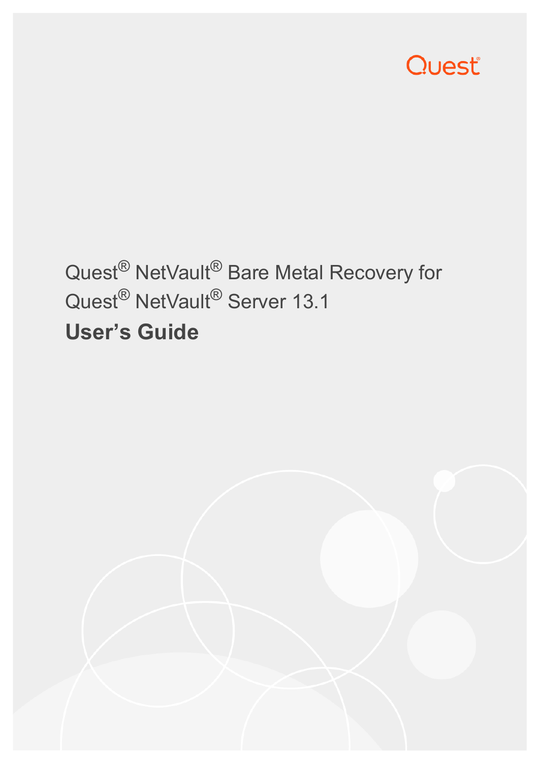Quest

Quest® NetVault® Bare Metal Recovery for Quest® NetVault® Server 13.1

# User's Guide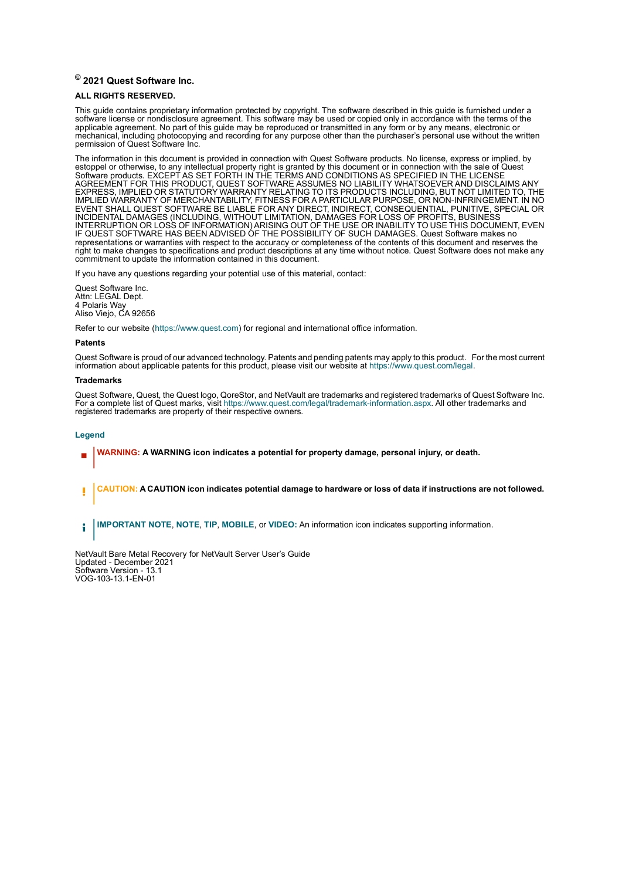**© 2021 Quest Software Inc.**

**ALL RIGHTS RESERVED.**

This guide contains proprietary information protected by copyright. The software described in this guide is furnished under a software license or nondisclosure agreement. This software may be used or copied only in accordance with the terms of the applicable agreement. No part of this guide may be reproduced or transmitted in any form or by any means, electronic or mechanical, including photocopying and recording for any purpose other than the purchaser's personal use without the written permission of Quest Software Inc.

The information in this document is provided in connection with Quest Software products. No license, express or implied, by estoppel or otherwise, to any intellectual property right is granted by this document or in connection with the sale of Quest Software products. EXCEPT AS SET FORTH IN THE TERMS AND CONDITIONS AS SPECIFIED IN THE LICENSE AGREEMENT FOR THIS PRODUCT, QUEST SOFTWARE ASSUMES NO LIABILITY WHATSOEVER AND DISCLAIMS ANY EXPRESS, IMPLIED OR STATUTORY WARRANTY RELATING TO ITS PRODUCTS INCLUDING, BUT NOT LIMITED TO, THE IMPLIED WARRANTY OF MERCHANTABILITY, FITNESS FOR A PARTICULAR PURPOSE, OR NON-INFRINGEMENT. IN NO EVENT SHALL QUEST SOFTWARE BE LIABLE FOR ANY DIRECT, INDIRECT, CONSEQUENTIAL, PUNITIVE, SPECIAL OR INCIDENTAL DAMAGES (INCLUDING, WITHOUT LIMITATION, DAMAGES FOR LOSS OF PROFITS, BUSINESS INTERRUPTION OR LOSS OF INFORMATION) ARISING OUT OF THE USE OR INABILITY TO USE THIS DOCUMENT, EVEN IF QUEST SOFTWARE HAS BEEN ADVISED OF THE POSSIBILITY OF SUCH DAMAGES. Quest Software makes no representations or warranties with respect to the accuracy or completeness of the contents of this document and reserves the right to make changes to specifications and product descriptions at any time without notice. Quest Software does not make any commitment to update the information contained in this document.

If you have any questions regarding your potential use of this material, contact:

Quest Software Inc.
Attn: LEGAL Dept.
4 Polaris Way
Aliso Viejo, CA 92656

Refer to our website (https://www.quest.com) for regional and international office information.

**Patents**

Quest Software is proud of our advanced technology. Patents and pending patents may apply to this product. For the most current information about applicable patents for this product, please visit our website at https://www.quest.com/legal.

**Trademarks**

Quest Software, Quest, the Quest logo, QoreStor, and NetVault are trademarks and registered trademarks of Quest Software Inc. For a complete list of Quest marks, visit https://www.quest.com/legal/trademark-information.aspx. All other trademarks and registered trademarks are property of their respective owners.

**Legend**

**WARNING: A WARNING icon indicates a potential for property damage, personal injury, or death.**

**CAUTION: A CAUTION icon indicates potential damage to hardware or loss of data if instructions are not followed.**

**IMPORTANT NOTE**, **NOTE**, **TIP**, **MOBILE**, or **VIDEO:** An information icon indicates supporting information.

NetVault Bare Metal Recovery for NetVault Server User's Guide
Updated - December 2021
Software Version - 13.1
VOG-103-13.1-EN-01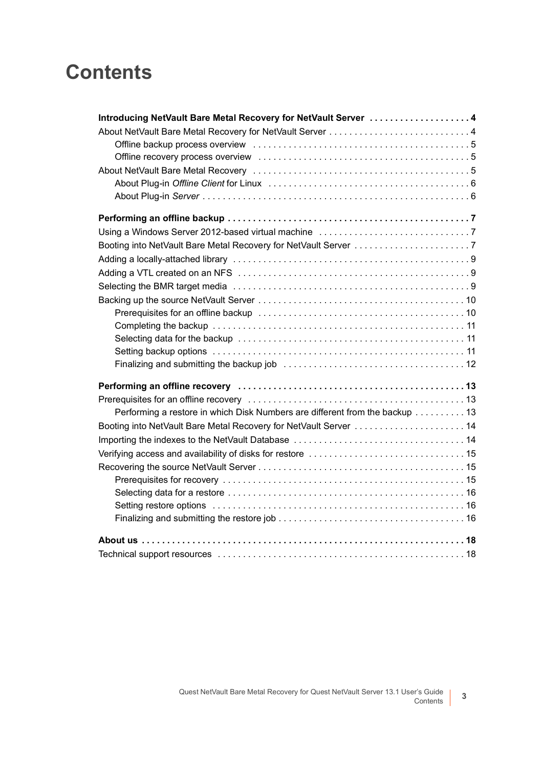# Contents

**Introducing NetVault Bare Metal Recovery for NetVault Server . . . . . . . . . . . . . . . . . . . 4**

About NetVault Bare Metal Recovery for NetVault Server . . . . . . . . . . . . . . . . . . . . . . . . . . . 4

- Offline backup process overview . . . . . . . . . . . . . . . . . . . . . . . . . . . . . . . . . . . . . . . . . . 5
- Offline recovery process overview . . . . . . . . . . . . . . . . . . . . . . . . . . . . . . . . . . . . . . . . . 5

About NetVault Bare Metal Recovery . . . . . . . . . . . . . . . . . . . . . . . . . . . . . . . . . . . . . . . . . . 5

- About Plug-in *Offline Client* for Linux . . . . . . . . . . . . . . . . . . . . . . . . . . . . . . . . . . . . . . 6
- About Plug-in *Server* . . . . . . . . . . . . . . . . . . . . . . . . . . . . . . . . . . . . . . . . . . . . . . . . . . . 6

**Performing an offline backup . . . . . . . . . . . . . . . . . . . . . . . . . . . . . . . . . . . . . . . . . . . . . . . 7**

Using a Windows Server 2012-based virtual machine . . . . . . . . . . . . . . . . . . . . . . . . . . . . . 7

Booting into NetVault Bare Metal Recovery for NetVault Server . . . . . . . . . . . . . . . . . . . . . . 7

Adding a locally-attached library . . . . . . . . . . . . . . . . . . . . . . . . . . . . . . . . . . . . . . . . . . . . . . 9

Adding a VTL created on an NFS . . . . . . . . . . . . . . . . . . . . . . . . . . . . . . . . . . . . . . . . . . . . . 9

Selecting the BMR target media . . . . . . . . . . . . . . . . . . . . . . . . . . . . . . . . . . . . . . . . . . . . . . 9

Backing up the source NetVault Server . . . . . . . . . . . . . . . . . . . . . . . . . . . . . . . . . . . . . . . . 10

- Prerequisites for an offline backup . . . . . . . . . . . . . . . . . . . . . . . . . . . . . . . . . . . . . . . . 10
- Completing the backup . . . . . . . . . . . . . . . . . . . . . . . . . . . . . . . . . . . . . . . . . . . . . . . . . 11
- Selecting data for the backup . . . . . . . . . . . . . . . . . . . . . . . . . . . . . . . . . . . . . . . . . . . . 11
- Setting backup options . . . . . . . . . . . . . . . . . . . . . . . . . . . . . . . . . . . . . . . . . . . . . . . . . 11
- Finalizing and submitting the backup job . . . . . . . . . . . . . . . . . . . . . . . . . . . . . . . . . . . 12

**Performing an offline recovery . . . . . . . . . . . . . . . . . . . . . . . . . . . . . . . . . . . . . . . . . . . . . 13**

Prerequisites for an offline recovery . . . . . . . . . . . . . . . . . . . . . . . . . . . . . . . . . . . . . . . . . . 13

- Performing a restore in which Disk Numbers are different from the backup . . . . . . . . . . 13

Booting into NetVault Bare Metal Recovery for NetVault Server . . . . . . . . . . . . . . . . . . . . . 14

Importing the indexes to the NetVault Database . . . . . . . . . . . . . . . . . . . . . . . . . . . . . . . . . 14

Verifying access and availability of disks for restore . . . . . . . . . . . . . . . . . . . . . . . . . . . . . . 15

Recovering the source NetVault Server . . . . . . . . . . . . . . . . . . . . . . . . . . . . . . . . . . . . . . . . 15

- Prerequisites for recovery . . . . . . . . . . . . . . . . . . . . . . . . . . . . . . . . . . . . . . . . . . . . . . . 15
- Selecting data for a restore . . . . . . . . . . . . . . . . . . . . . . . . . . . . . . . . . . . . . . . . . . . . . . 16
- Setting restore options . . . . . . . . . . . . . . . . . . . . . . . . . . . . . . . . . . . . . . . . . . . . . . . . . 16
- Finalizing and submitting the restore job . . . . . . . . . . . . . . . . . . . . . . . . . . . . . . . . . . . . 16

**About us . . . . . . . . . . . . . . . . . . . . . . . . . . . . . . . . . . . . . . . . . . . . . . . . . . . . . . . . . . . . . . . 18**

Technical support resources . . . . . . . . . . . . . . . . . . . . . . . . . . . . . . . . . . . . . . . . . . . . . . . . 18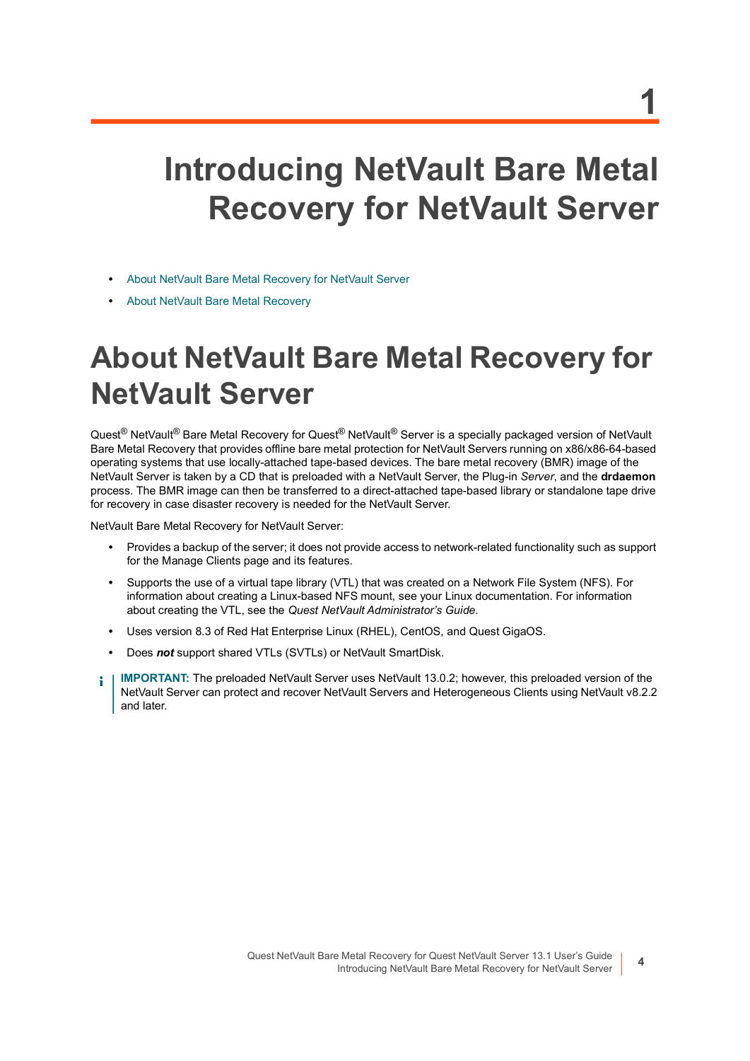# 1 Introducing NetVault Bare Metal Recovery for NetVault Server

- About NetVault Bare Metal Recovery for NetVault Server
- About NetVault Bare Metal Recovery

## About NetVault Bare Metal Recovery for NetVault Server

Quest® NetVault® Bare Metal Recovery for Quest® NetVault® Server is a specially packaged version of NetVault Bare Metal Recovery that provides offline bare metal protection for NetVault Servers running on x86/x86-64-based operating systems that use locally-attached tape-based devices. The bare metal recovery (BMR) image of the NetVault Server is taken by a CD that is preloaded with a NetVault Server, the Plug-in *Server*, and the **drdaemon** process. The BMR image can then be transferred to a direct-attached tape-based library or standalone tape drive for recovery in case disaster recovery is needed for the NetVault Server.

NetVault Bare Metal Recovery for NetVault Server:

- Provides a backup of the server; it does not provide access to network-related functionality such as support for the Manage Clients page and its features.
- Supports the use of a virtual tape library (VTL) that was created on a Network File System (NFS). For information about creating a Linux-based NFS mount, see your Linux documentation. For information about creating the VTL, see the *Quest NetVault Administrator's Guide*.
- Uses version 8.3 of Red Hat Enterprise Linux (RHEL), CentOS, and Quest GigaOS.
- Does ***not*** support shared VTLs (SVTLs) or NetVault SmartDisk.

**IMPORTANT:** The preloaded NetVault Server uses NetVault 13.0.2; however, this preloaded version of the NetVault Server can protect and recover NetVault Servers and Heterogeneous Clients using NetVault v8.2.2 and later.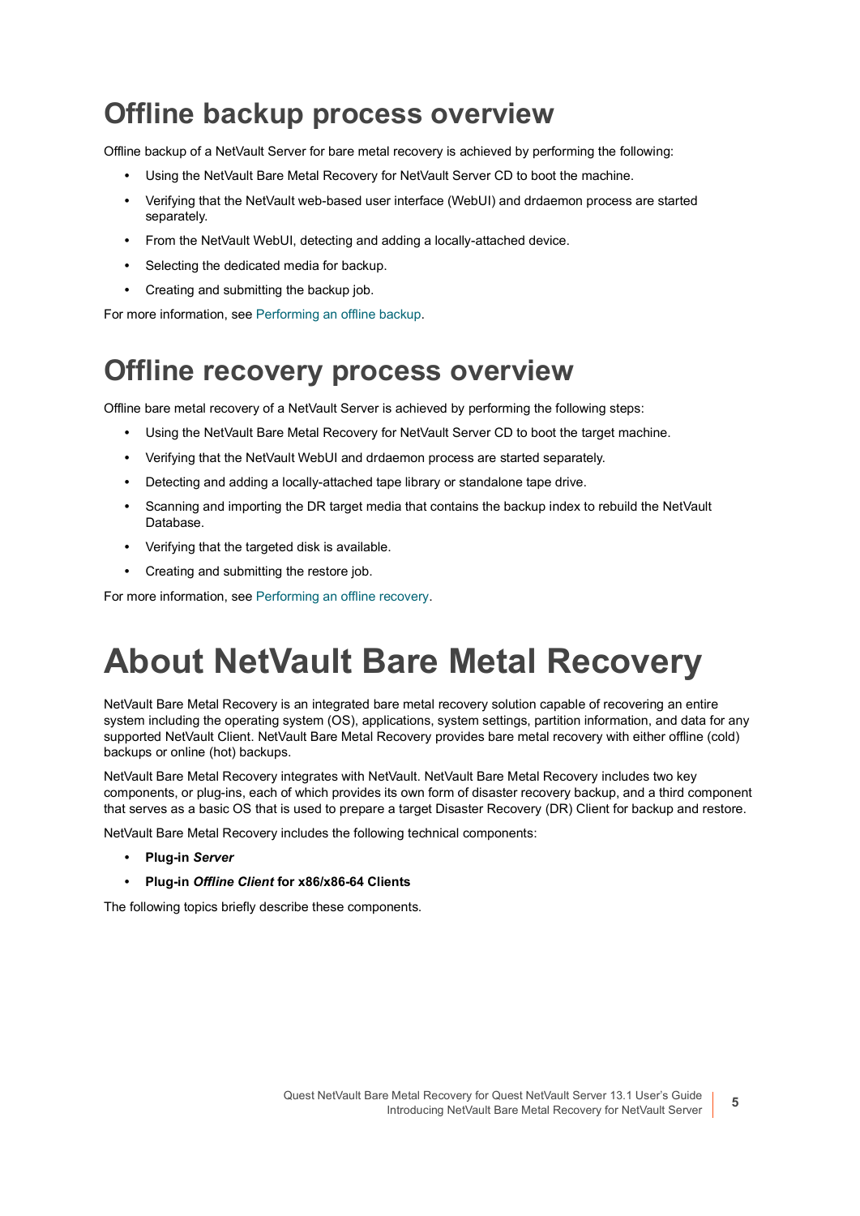## Offline backup process overview

Offline backup of a NetVault Server for bare metal recovery is achieved by performing the following:

- Using the NetVault Bare Metal Recovery for NetVault Server CD to boot the machine.
- Verifying that the NetVault web-based user interface (WebUI) and drdaemon process are started separately.
- From the NetVault WebUI, detecting and adding a locally-attached device.
- Selecting the dedicated media for backup.
- Creating and submitting the backup job.

For more information, see Performing an offline backup.

## Offline recovery process overview

Offline bare metal recovery of a NetVault Server is achieved by performing the following steps:

- Using the NetVault Bare Metal Recovery for NetVault Server CD to boot the target machine.
- Verifying that the NetVault WebUI and drdaemon process are started separately.
- Detecting and adding a locally-attached tape library or standalone tape drive.
- Scanning and importing the DR target media that contains the backup index to rebuild the NetVault Database.
- Verifying that the targeted disk is available.
- Creating and submitting the restore job.

For more information, see Performing an offline recovery.

# About NetVault Bare Metal Recovery

NetVault Bare Metal Recovery is an integrated bare metal recovery solution capable of recovering an entire system including the operating system (OS), applications, system settings, partition information, and data for any supported NetVault Client. NetVault Bare Metal Recovery provides bare metal recovery with either offline (cold) backups or online (hot) backups.

NetVault Bare Metal Recovery integrates with NetVault. NetVault Bare Metal Recovery includes two key components, or plug-ins, each of which provides its own form of disaster recovery backup, and a third component that serves as a basic OS that is used to prepare a target Disaster Recovery (DR) Client for backup and restore.

NetVault Bare Metal Recovery includes the following technical components:

- **Plug-in *Server***
- **Plug-in *Offline Client* for x86/x86-64 Clients**

The following topics briefly describe these components.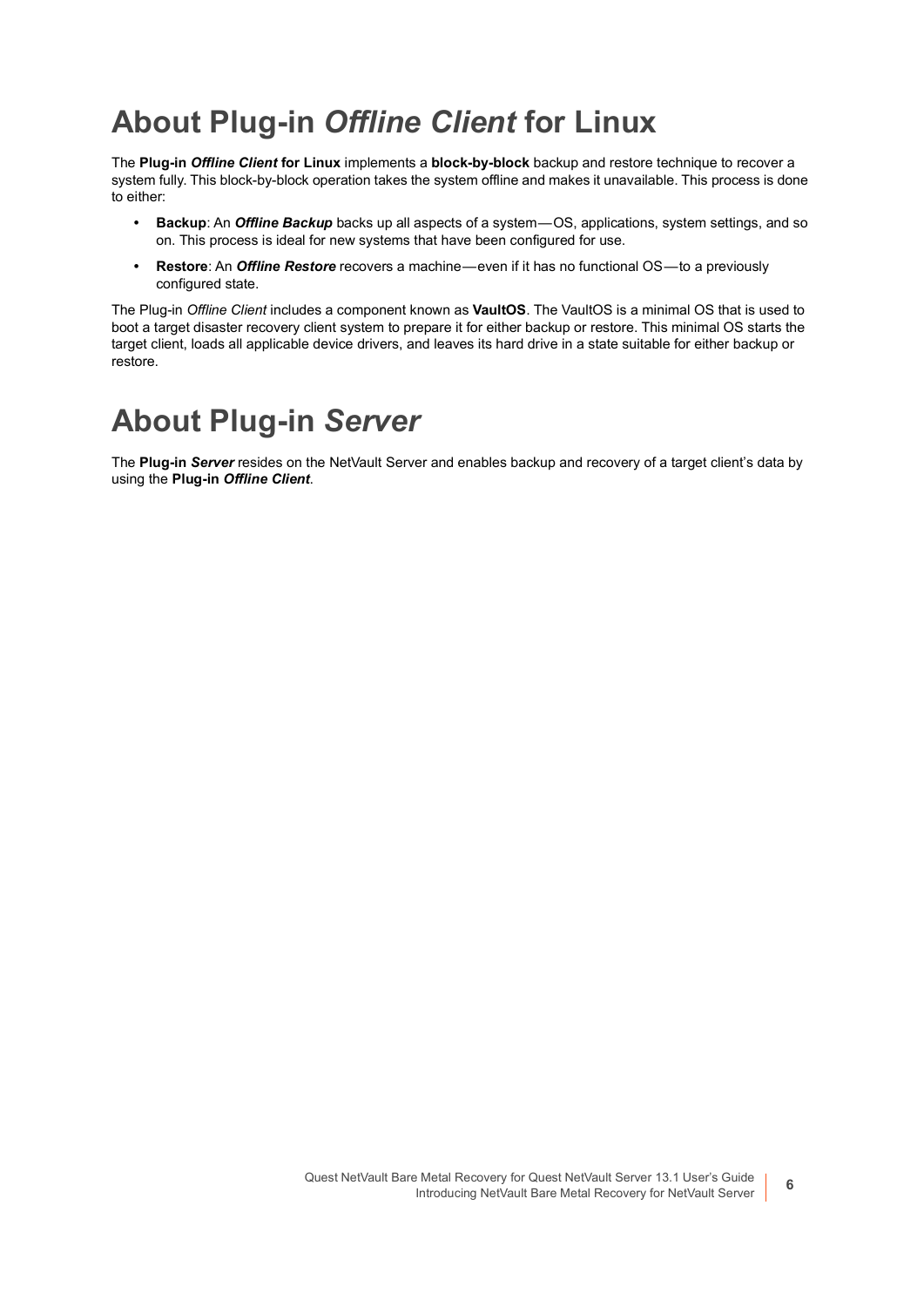# About Plug-in *Offline Client* for Linux

The **Plug-in *Offline Client* for Linux** implements a **block-by-block** backup and restore technique to recover a system fully. This block-by-block operation takes the system offline and makes it unavailable. This process is done to either:

- **Backup**: An ***Offline Backup*** backs up all aspects of a system—OS, applications, system settings, and so on. This process is ideal for new systems that have been configured for use.
- **Restore**: An ***Offline Restore*** recovers a machine—even if it has no functional OS—to a previously configured state.

The Plug-in *Offline Client* includes a component known as **VaultOS**. The VaultOS is a minimal OS that is used to boot a target disaster recovery client system to prepare it for either backup or restore. This minimal OS starts the target client, loads all applicable device drivers, and leaves its hard drive in a state suitable for either backup or restore.

# About Plug-in *Server*

The **Plug-in *Server*** resides on the NetVault Server and enables backup and recovery of a target client's data by using the **Plug-in *Offline Client***.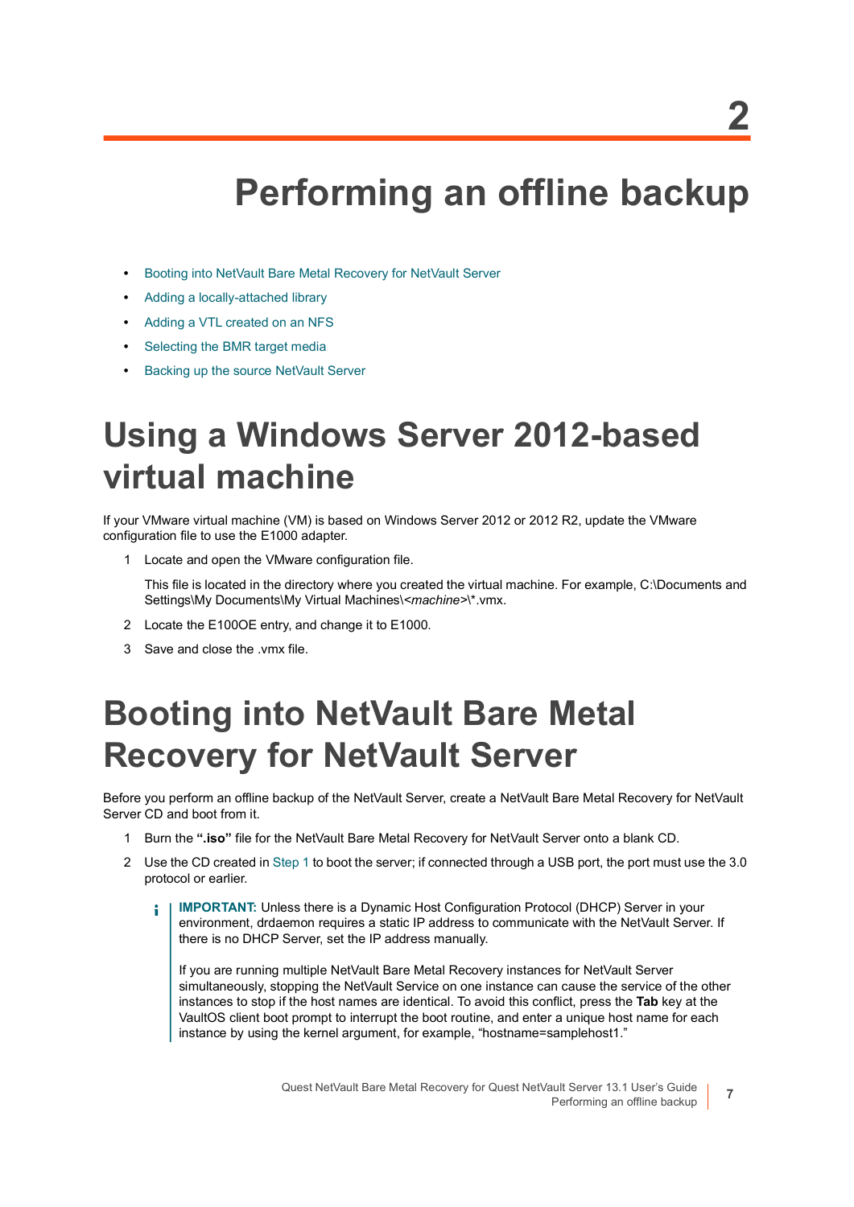# 2

# Performing an offline backup

- Booting into NetVault Bare Metal Recovery for NetVault Server
- Adding a locally-attached library
- Adding a VTL created on an NFS
- Selecting the BMR target media
- Backing up the source NetVault Server

## Using a Windows Server 2012-based virtual machine

If your VMware virtual machine (VM) is based on Windows Server 2012 or 2012 R2, update the VMware configuration file to use the E1000 adapter.

1. Locate and open the VMware configuration file.

   This file is located in the directory where you created the virtual machine. For example, C:\Documents and Settings\My Documents\My Virtual Machines\<*machine*>\*.vmx.

2. Locate the E100OE entry, and change it to E1000.
3. Save and close the .vmx file.

## Booting into NetVault Bare Metal Recovery for NetVault Server

Before you perform an offline backup of the NetVault Server, create a NetVault Bare Metal Recovery for NetVault Server CD and boot from it.

1. Burn the **".iso"** file for the NetVault Bare Metal Recovery for NetVault Server onto a blank CD.
2. Use the CD created in Step 1 to boot the server; if connected through a USB port, the port must use the 3.0 protocol or earlier.

   > **IMPORTANT:** Unless there is a Dynamic Host Configuration Protocol (DHCP) Server in your environment, drdaemon requires a static IP address to communicate with the NetVault Server. If there is no DHCP Server, set the IP address manually.
   >
   > If you are running multiple NetVault Bare Metal Recovery instances for NetVault Server simultaneously, stopping the NetVault Service on one instance can cause the service of the other instances to stop if the host names are identical. To avoid this conflict, press the **Tab** key at the VaultOS client boot prompt to interrupt the boot routine, and enter a unique host name for each instance by using the kernel argument, for example, "hostname=samplehost1."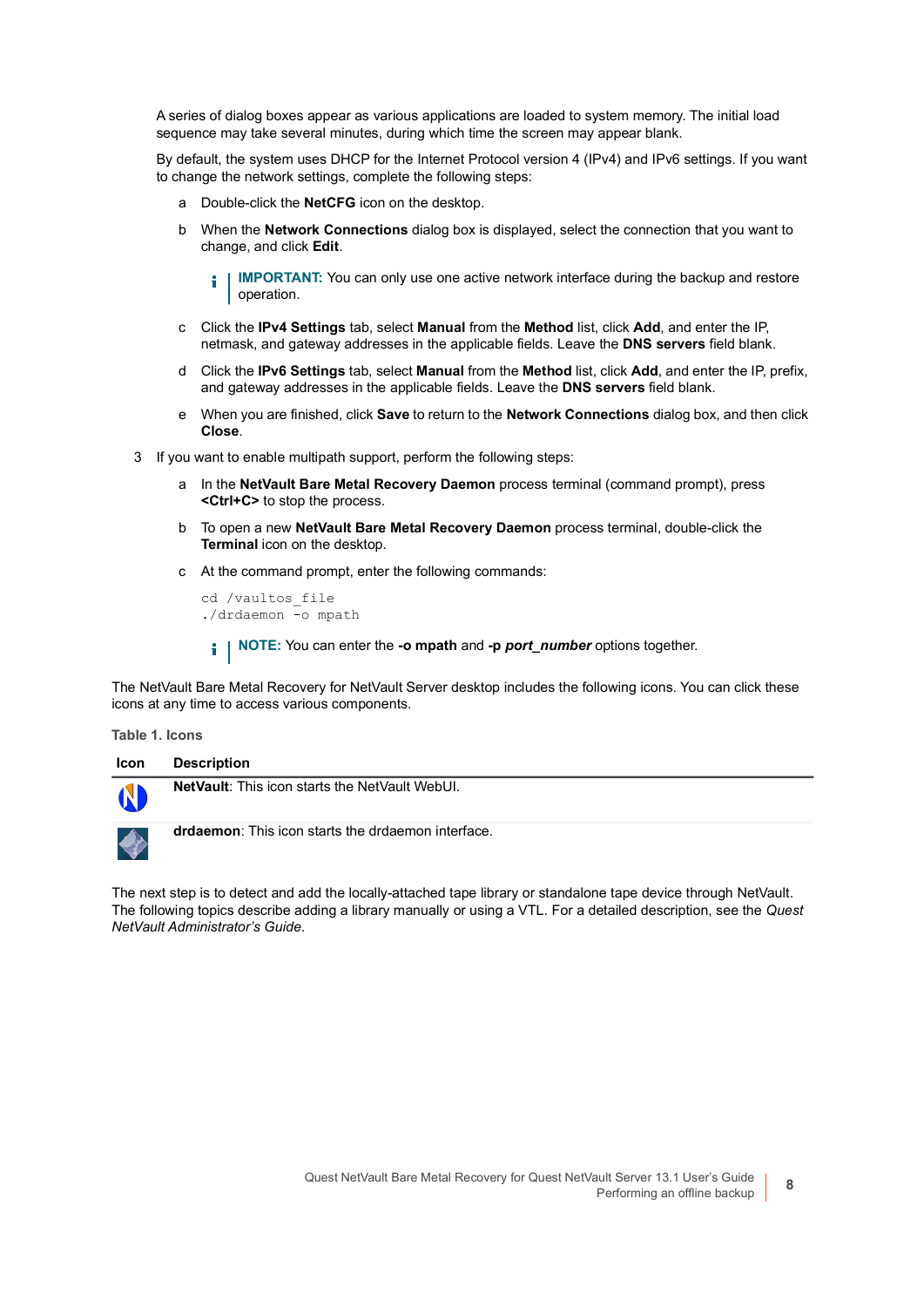A series of dialog boxes appear as various applications are loaded to system memory. The initial load sequence may take several minutes, during which time the screen may appear blank.

By default, the system uses DHCP for the Internet Protocol version 4 (IPv4) and IPv6 settings. If you want to change the network settings, complete the following steps:

a. Double-click the **NetCFG** icon on the desktop.
b. When the **Network Connections** dialog box is displayed, select the connection that you want to change, and click **Edit**.

   **IMPORTANT:** You can only use one active network interface during the backup and restore operation.

c. Click the **IPv4 Settings** tab, select **Manual** from the **Method** list, click **Add**, and enter the IP, netmask, and gateway addresses in the applicable fields. Leave the **DNS servers** field blank.
d. Click the **IPv6 Settings** tab, select **Manual** from the **Method** list, click **Add**, and enter the IP, prefix, and gateway addresses in the applicable fields. Leave the **DNS servers** field blank.
e. When you are finished, click **Save** to return to the **Network Connections** dialog box, and then click **Close**.

3. If you want to enable multipath support, perform the following steps:

   a. In the **NetVault Bare Metal Recovery Daemon** process terminal (command prompt), press **<Ctrl+C>** to stop the process.
   b. To open a new **NetVault Bare Metal Recovery Daemon** process terminal, double-click the **Terminal** icon on the desktop.
   c. At the command prompt, enter the following commands:

   ```
   cd /vaultos_file
   ./drdaemon -o mpath
   ```

   **NOTE:** You can enter the **-o mpath** and **-p *port_number*** options together.

The NetVault Bare Metal Recovery for NetVault Server desktop includes the following icons. You can click these icons at any time to access various components.

**Table 1. Icons**

| Icon | Description |
| --- | --- |
| | **NetVault**: This icon starts the NetVault WebUI. |
| | **drdaemon**: This icon starts the drdaemon interface. |

The next step is to detect and add the locally-attached tape library or standalone tape device through NetVault. The following topics describe adding a library manually or using a VTL. For a detailed description, see the *Quest NetVault Administrator's Guide*.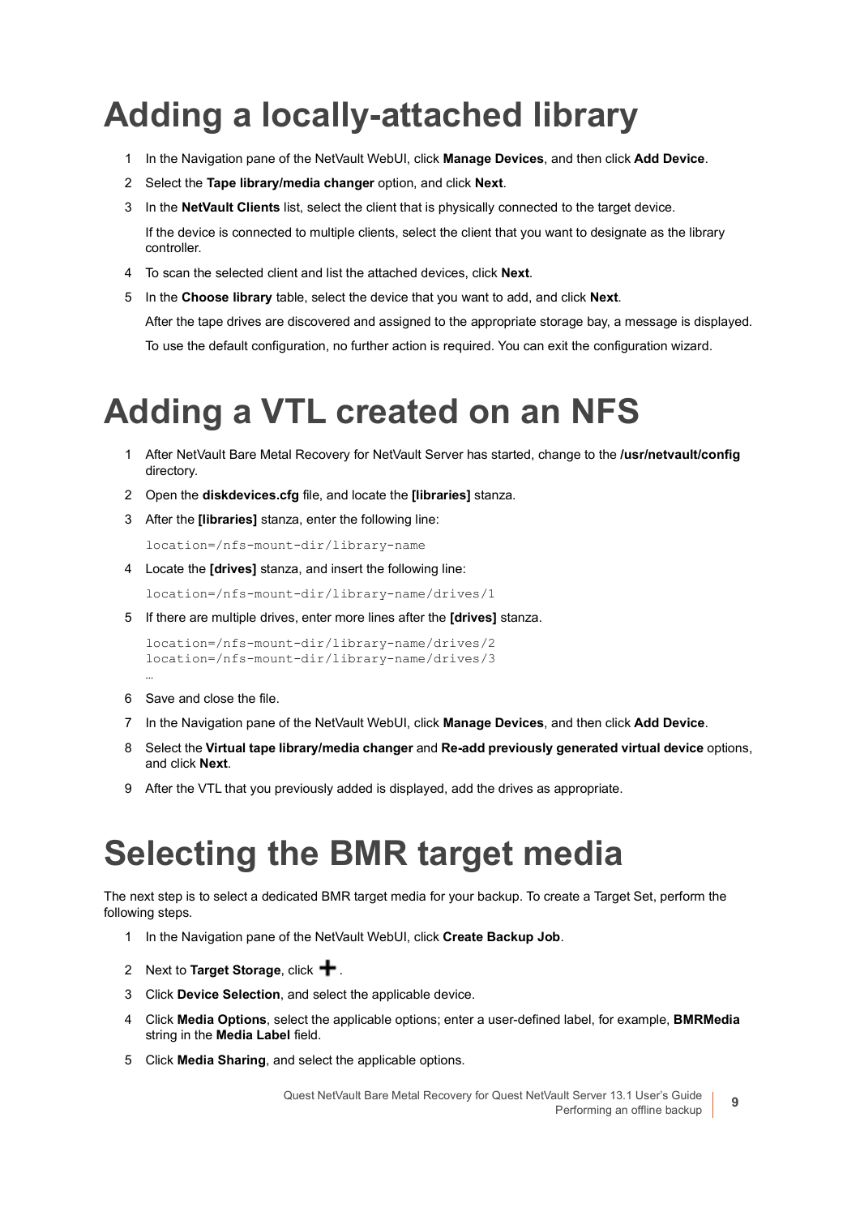# Adding a locally-attached library

1. In the Navigation pane of the NetVault WebUI, click **Manage Devices**, and then click **Add Device**.
2. Select the **Tape library/media changer** option, and click **Next**.
3. In the **NetVault Clients** list, select the client that is physically connected to the target device.

   If the device is connected to multiple clients, select the client that you want to designate as the library controller.
4. To scan the selected client and list the attached devices, click **Next**.
5. In the **Choose library** table, select the device that you want to add, and click **Next**.

   After the tape drives are discovered and assigned to the appropriate storage bay, a message is displayed.

   To use the default configuration, no further action is required. You can exit the configuration wizard.

# Adding a VTL created on an NFS

1. After NetVault Bare Metal Recovery for NetVault Server has started, change to the **/usr/netvault/config** directory.
2. Open the **diskdevices.cfg** file, and locate the **[libraries]** stanza.
3. After the **[libraries]** stanza, enter the following line:

   ```
   location=/nfs-mount-dir/library-name
   ```
4. Locate the **[drives]** stanza, and insert the following line:

   ```
   location=/nfs-mount-dir/library-name/drives/1
   ```
5. If there are multiple drives, enter more lines after the **[drives]** stanza.

   ```
   location=/nfs-mount-dir/library-name/drives/2
   location=/nfs-mount-dir/library-name/drives/3
   …
   ```
6. Save and close the file.
7. In the Navigation pane of the NetVault WebUI, click **Manage Devices**, and then click **Add Device**.
8. Select the **Virtual tape library/media changer** and **Re-add previously generated virtual device** options, and click **Next**.
9. After the VTL that you previously added is displayed, add the drives as appropriate.

# Selecting the BMR target media

The next step is to select a dedicated BMR target media for your backup. To create a Target Set, perform the following steps.

1. In the Navigation pane of the NetVault WebUI, click **Create Backup Job**.
2. Next to **Target Storage**, click **+**.
3. Click **Device Selection**, and select the applicable device.
4. Click **Media Options**, select the applicable options; enter a user-defined label, for example, **BMRMedia** string in the **Media Label** field.
5. Click **Media Sharing**, and select the applicable options.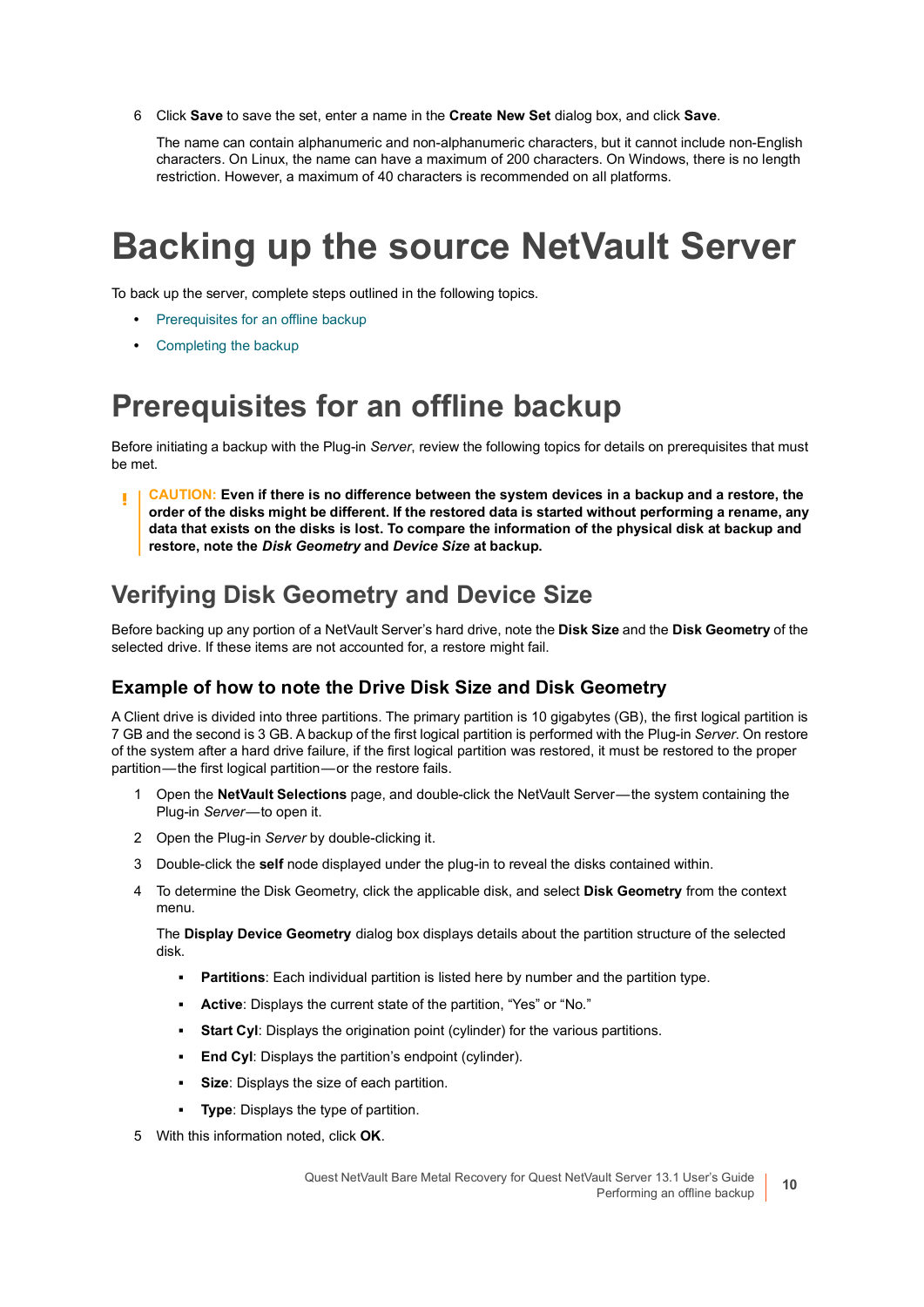6 Click **Save** to save the set, enter a name in the **Create New Set** dialog box, and click **Save**.

   The name can contain alphanumeric and non-alphanumeric characters, but it cannot include non-English characters. On Linux, the name can have a maximum of 200 characters. On Windows, there is no length restriction. However, a maximum of 40 characters is recommended on all platforms.

# Backing up the source NetVault Server

To back up the server, complete steps outlined in the following topics.

- Prerequisites for an offline backup
- Completing the backup

# Prerequisites for an offline backup

Before initiating a backup with the Plug-in *Server*, review the following topics for details on prerequisites that must be met.

> **CAUTION: Even if there is no difference between the system devices in a backup and a restore, the order of the disks might be different. If the restored data is started without performing a rename, any data that exists on the disks is lost. To compare the information of the physical disk at backup and restore, note the *Disk Geometry* and *Device Size* at backup.**

## Verifying Disk Geometry and Device Size

Before backing up any portion of a NetVault Server's hard drive, note the **Disk Size** and the **Disk Geometry** of the selected drive. If these items are not accounted for, a restore might fail.

### Example of how to note the Drive Disk Size and Disk Geometry

A Client drive is divided into three partitions. The primary partition is 10 gigabytes (GB), the first logical partition is 7 GB and the second is 3 GB. A backup of the first logical partition is performed with the Plug-in *Server*. On restore of the system after a hard drive failure, if the first logical partition was restored, it must be restored to the proper partition—the first logical partition—or the restore fails.

1 Open the **NetVault Selections** page, and double-click the NetVault Server—the system containing the Plug-in *Server*—to open it.

2 Open the Plug-in *Server* by double-clicking it.

3 Double-click the **self** node displayed under the plug-in to reveal the disks contained within.

4 To determine the Disk Geometry, click the applicable disk, and select **Disk Geometry** from the context menu.

   The **Display Device Geometry** dialog box displays details about the partition structure of the selected disk.

   - **Partitions**: Each individual partition is listed here by number and the partition type.
   - **Active**: Displays the current state of the partition, "Yes" or "No."
   - **Start Cyl**: Displays the origination point (cylinder) for the various partitions.
   - **End Cyl**: Displays the partition's endpoint (cylinder).
   - **Size**: Displays the size of each partition.
   - **Type**: Displays the type of partition.

5 With this information noted, click **OK**.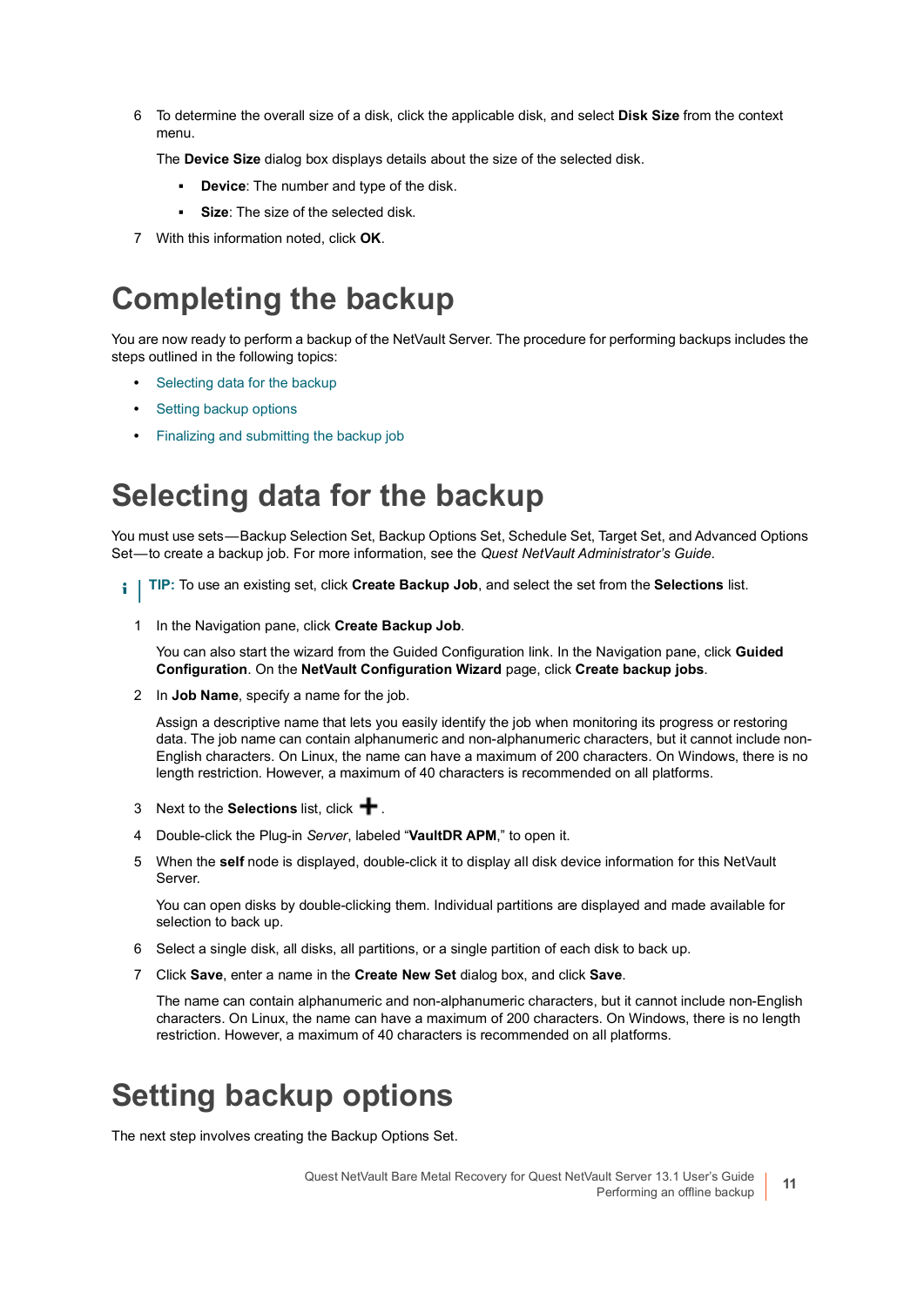6 To determine the overall size of a disk, click the applicable disk, and select **Disk Size** from the context menu.

   The **Device Size** dialog box displays details about the size of the selected disk.

   - **Device**: The number and type of the disk.
   - **Size**: The size of the selected disk.

7 With this information noted, click **OK**.

# Completing the backup

You are now ready to perform a backup of the NetVault Server. The procedure for performing backups includes the steps outlined in the following topics:

- Selecting data for the backup
- Setting backup options
- Finalizing and submitting the backup job

# Selecting data for the backup

You must use sets—Backup Selection Set, Backup Options Set, Schedule Set, Target Set, and Advanced Options Set—to create a backup job. For more information, see the *Quest NetVault Administrator's Guide*.

> **TIP:** To use an existing set, click **Create Backup Job**, and select the set from the **Selections** list.

1 In the Navigation pane, click **Create Backup Job**.

   You can also start the wizard from the Guided Configuration link. In the Navigation pane, click **Guided Configuration**. On the **NetVault Configuration Wizard** page, click **Create backup jobs**.

2 In **Job Name**, specify a name for the job.

   Assign a descriptive name that lets you easily identify the job when monitoring its progress or restoring data. The job name can contain alphanumeric and non-alphanumeric characters, but it cannot include non-English characters. On Linux, the name can have a maximum of 200 characters. On Windows, there is no length restriction. However, a maximum of 40 characters is recommended on all platforms.

3 Next to the **Selections** list, click **+**.

4 Double-click the Plug-in *Server*, labeled "**VaultDR APM**," to open it.

5 When the **self** node is displayed, double-click it to display all disk device information for this NetVault Server.

   You can open disks by double-clicking them. Individual partitions are displayed and made available for selection to back up.

6 Select a single disk, all disks, all partitions, or a single partition of each disk to back up.

7 Click **Save**, enter a name in the **Create New Set** dialog box, and click **Save**.

   The name can contain alphanumeric and non-alphanumeric characters, but it cannot include non-English characters. On Linux, the name can have a maximum of 200 characters. On Windows, there is no length restriction. However, a maximum of 40 characters is recommended on all platforms.

# Setting backup options

The next step involves creating the Backup Options Set.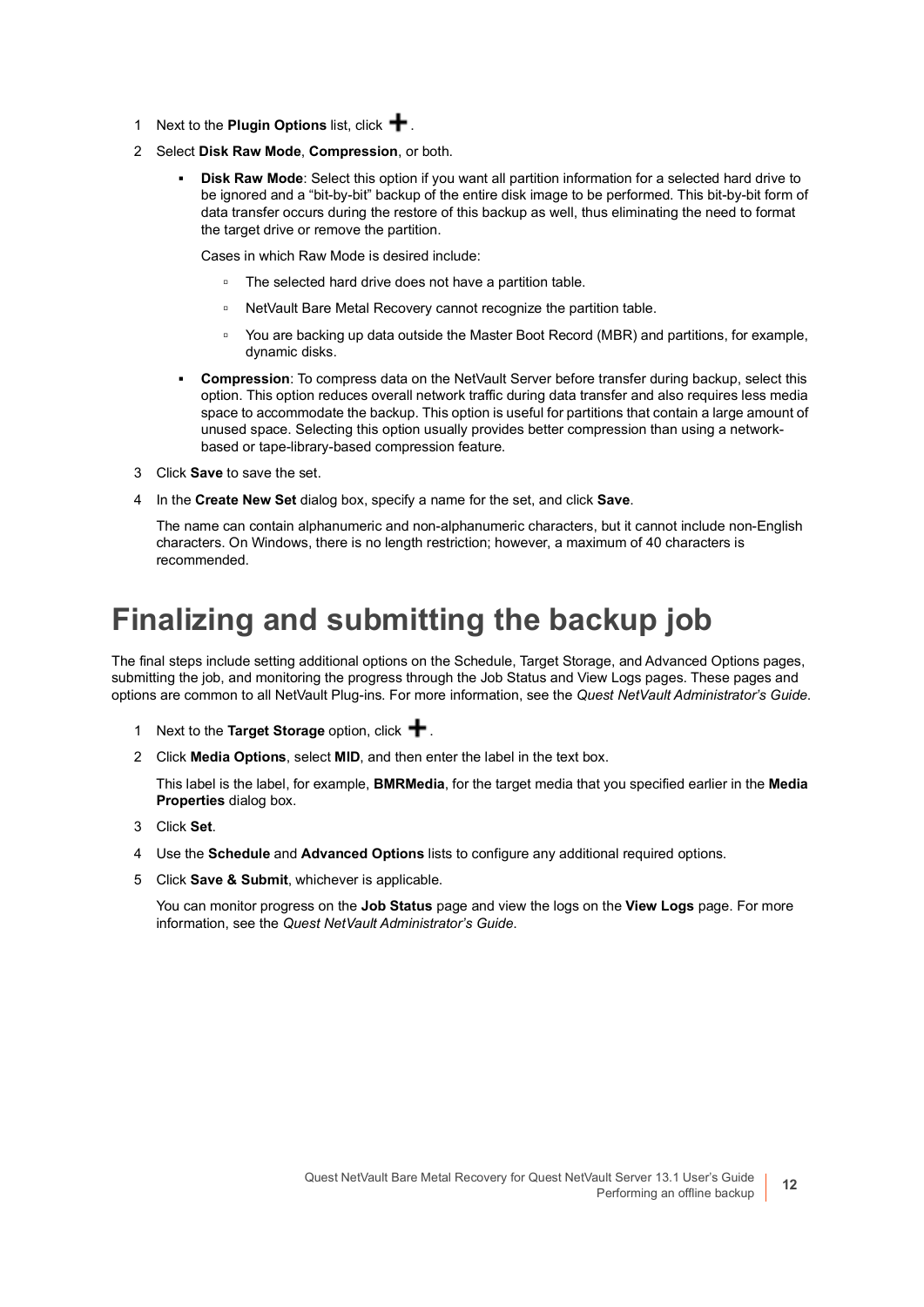1. Next to the **Plugin Options** list, click **+**.
2. Select **Disk Raw Mode**, **Compression**, or both.
   - **Disk Raw Mode**: Select this option if you want all partition information for a selected hard drive to be ignored and a "bit-by-bit" backup of the entire disk image to be performed. This bit-by-bit form of data transfer occurs during the restore of this backup as well, thus eliminating the need to format the target drive or remove the partition.

     Cases in which Raw Mode is desired include:

     - The selected hard drive does not have a partition table.
     - NetVault Bare Metal Recovery cannot recognize the partition table.
     - You are backing up data outside the Master Boot Record (MBR) and partitions, for example, dynamic disks.
   - **Compression**: To compress data on the NetVault Server before transfer during backup, select this option. This option reduces overall network traffic during data transfer and also requires less media space to accommodate the backup. This option is useful for partitions that contain a large amount of unused space. Selecting this option usually provides better compression than using a network-based or tape-library-based compression feature.
3. Click **Save** to save the set.
4. In the **Create New Set** dialog box, specify a name for the set, and click **Save**.

   The name can contain alphanumeric and non-alphanumeric characters, but it cannot include non-English characters. On Windows, there is no length restriction; however, a maximum of 40 characters is recommended.

# Finalizing and submitting the backup job

The final steps include setting additional options on the Schedule, Target Storage, and Advanced Options pages, submitting the job, and monitoring the progress through the Job Status and View Logs pages. These pages and options are common to all NetVault Plug-ins. For more information, see the *Quest NetVault Administrator's Guide*.

1. Next to the **Target Storage** option, click **+**.
2. Click **Media Options**, select **MID**, and then enter the label in the text box.

   This label is the label, for example, **BMRMedia**, for the target media that you specified earlier in the **Media Properties** dialog box.
3. Click **Set**.
4. Use the **Schedule** and **Advanced Options** lists to configure any additional required options.
5. Click **Save & Submit**, whichever is applicable.

   You can monitor progress on the **Job Status** page and view the logs on the **View Logs** page. For more information, see the *Quest NetVault Administrator's Guide*.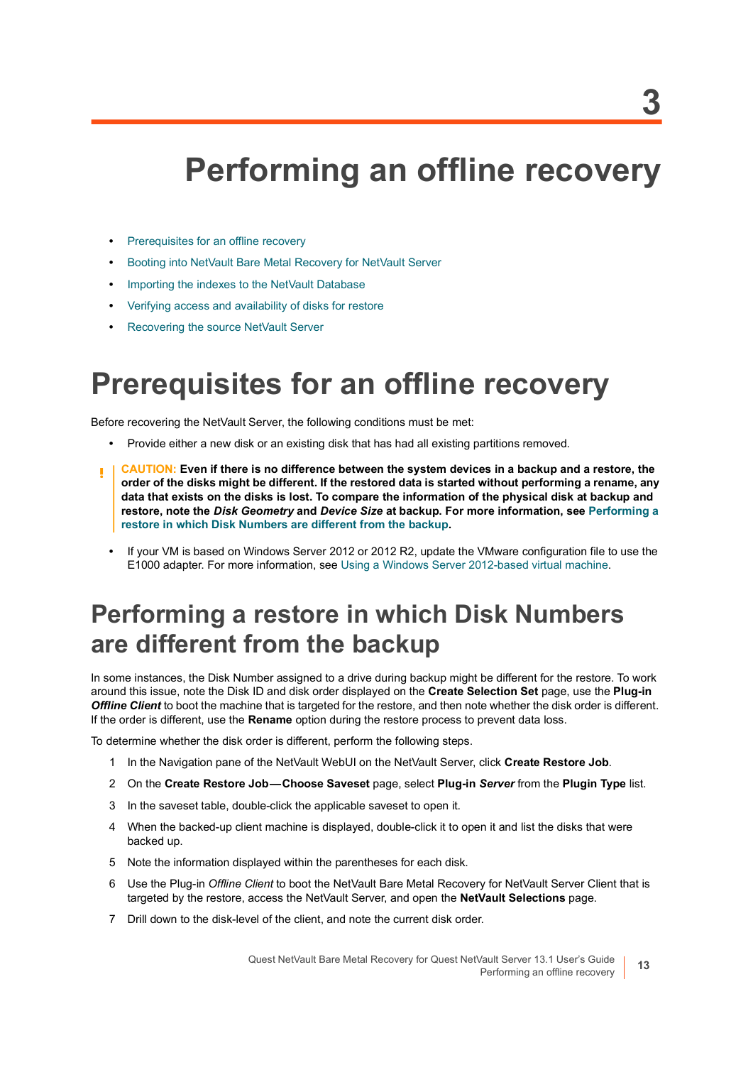3

# Performing an offline recovery

- Prerequisites for an offline recovery
- Booting into NetVault Bare Metal Recovery for NetVault Server
- Importing the indexes to the NetVault Database
- Verifying access and availability of disks for restore
- Recovering the source NetVault Server

# Prerequisites for an offline recovery

Before recovering the NetVault Server, the following conditions must be met:

- Provide either a new disk or an existing disk that has had all existing partitions removed.

> **CAUTION: Even if there is no difference between the system devices in a backup and a restore, the order of the disks might be different. If the restored data is started without performing a rename, any data that exists on the disks is lost. To compare the information of the physical disk at backup and restore, note the *Disk Geometry* and *Device Size* at backup. For more information, see Performing a restore in which Disk Numbers are different from the backup.**

- If your VM is based on Windows Server 2012 or 2012 R2, update the VMware configuration file to use the E1000 adapter. For more information, see Using a Windows Server 2012-based virtual machine.

## Performing a restore in which Disk Numbers are different from the backup

In some instances, the Disk Number assigned to a drive during backup might be different for the restore. To work around this issue, note the Disk ID and disk order displayed on the **Create Selection Set** page, use the **Plug-in *Offline Client*** to boot the machine that is targeted for the restore, and then note whether the disk order is different. If the order is different, use the **Rename** option during the restore process to prevent data loss.

To determine whether the disk order is different, perform the following steps.

1. In the Navigation pane of the NetVault WebUI on the NetVault Server, click **Create Restore Job**.
2. On the **Create Restore Job—Choose Saveset** page, select **Plug-in *Server*** from the **Plugin Type** list.
3. In the saveset table, double-click the applicable saveset to open it.
4. When the backed-up client machine is displayed, double-click it to open it and list the disks that were backed up.
5. Note the information displayed within the parentheses for each disk.
6. Use the Plug-in *Offline Client* to boot the NetVault Bare Metal Recovery for NetVault Server Client that is targeted by the restore, access the NetVault Server, and open the **NetVault Selections** page.
7. Drill down to the disk-level of the client, and note the current disk order.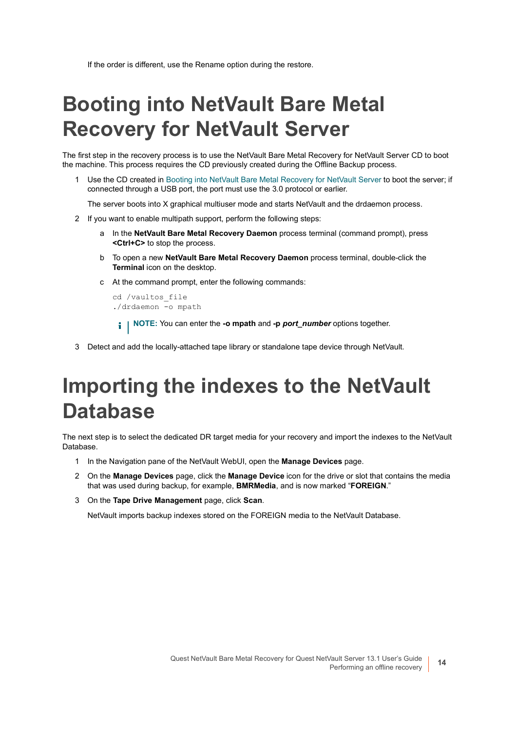If the order is different, use the Rename option during the restore.

# Booting into NetVault Bare Metal Recovery for NetVault Server

The first step in the recovery process is to use the NetVault Bare Metal Recovery for NetVault Server CD to boot the machine. This process requires the CD previously created during the Offline Backup process.

1. Use the CD created in Booting into NetVault Bare Metal Recovery for NetVault Server to boot the server; if connected through a USB port, the port must use the 3.0 protocol or earlier.

   The server boots into X graphical multiuser mode and starts NetVault and the drdaemon process.

2. If you want to enable multipath support, perform the following steps:

   a. In the **NetVault Bare Metal Recovery Daemon** process terminal (command prompt), press **<Ctrl+C>** to stop the process.

   b. To open a new **NetVault Bare Metal Recovery Daemon** process terminal, double-click the **Terminal** icon on the desktop.

   c. At the command prompt, enter the following commands:

   ```
   cd /vaultos_file
   ./drdaemon -o mpath
   ```

   **NOTE:** You can enter the **-o mpath** and **-p *port_number*** options together.

3. Detect and add the locally-attached tape library or standalone tape device through NetVault.

# Importing the indexes to the NetVault Database

The next step is to select the dedicated DR target media for your recovery and import the indexes to the NetVault Database.

1. In the Navigation pane of the NetVault WebUI, open the **Manage Devices** page.
2. On the **Manage Devices** page, click the **Manage Device** icon for the drive or slot that contains the media that was used during backup, for example, **BMRMedia**, and is now marked "**FOREIGN**."
3. On the **Tape Drive Management** page, click **Scan**.

   NetVault imports backup indexes stored on the FOREIGN media to the NetVault Database.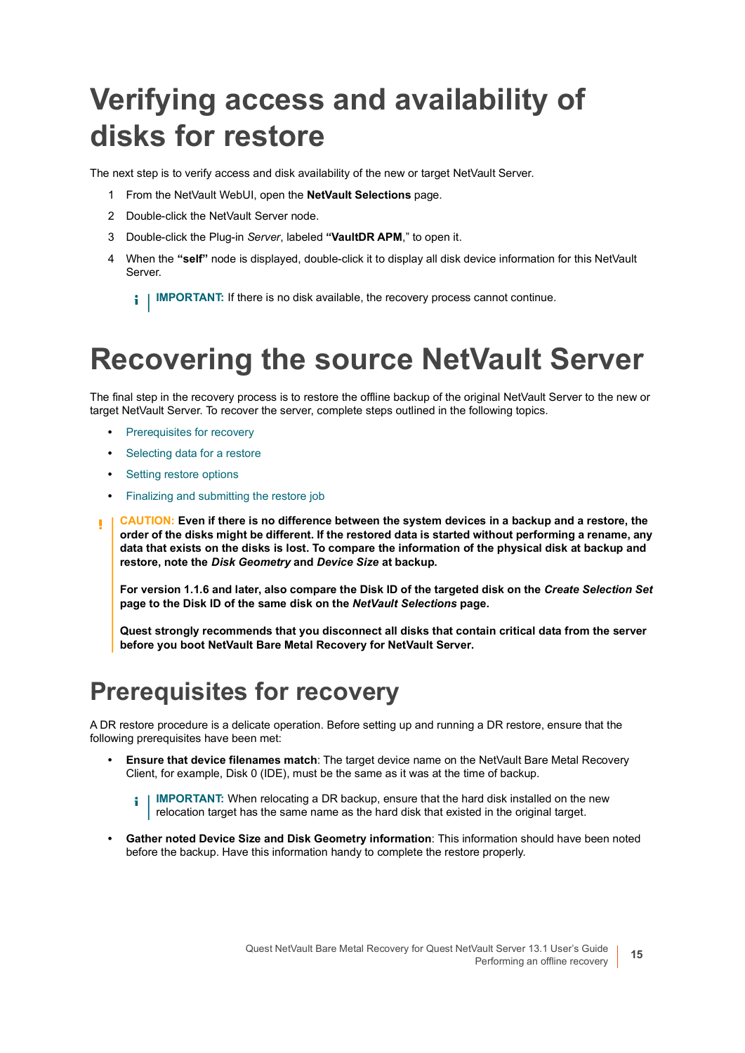# Verifying access and availability of disks for restore

The next step is to verify access and disk availability of the new or target NetVault Server.

1. From the NetVault WebUI, open the **NetVault Selections** page.
2. Double-click the NetVault Server node.
3. Double-click the Plug-in *Server*, labeled **"VaultDR APM**," to open it.
4. When the **"self"** node is displayed, double-click it to display all disk device information for this NetVault Server.

   **IMPORTANT:** If there is no disk available, the recovery process cannot continue.

# Recovering the source NetVault Server

The final step in the recovery process is to restore the offline backup of the original NetVault Server to the new or target NetVault Server. To recover the server, complete steps outlined in the following topics.

- Prerequisites for recovery
- Selecting data for a restore
- Setting restore options
- Finalizing and submitting the restore job

**CAUTION: Even if there is no difference between the system devices in a backup and a restore, the order of the disks might be different. If the restored data is started without performing a rename, any data that exists on the disks is lost. To compare the information of the physical disk at backup and restore, note the *Disk Geometry* and *Device Size* at backup.**

**For version 1.1.6 and later, also compare the Disk ID of the targeted disk on the *Create Selection Set* page to the Disk ID of the same disk on the *NetVault Selections* page.**

**Quest strongly recommends that you disconnect all disks that contain critical data from the server before you boot NetVault Bare Metal Recovery for NetVault Server.**

## Prerequisites for recovery

A DR restore procedure is a delicate operation. Before setting up and running a DR restore, ensure that the following prerequisites have been met:

- **Ensure that device filenames match**: The target device name on the NetVault Bare Metal Recovery Client, for example, Disk 0 (IDE), must be the same as it was at the time of backup.

  **IMPORTANT:** When relocating a DR backup, ensure that the hard disk installed on the new relocation target has the same name as the hard disk that existed in the original target.

- **Gather noted Device Size and Disk Geometry information**: This information should have been noted before the backup. Have this information handy to complete the restore properly.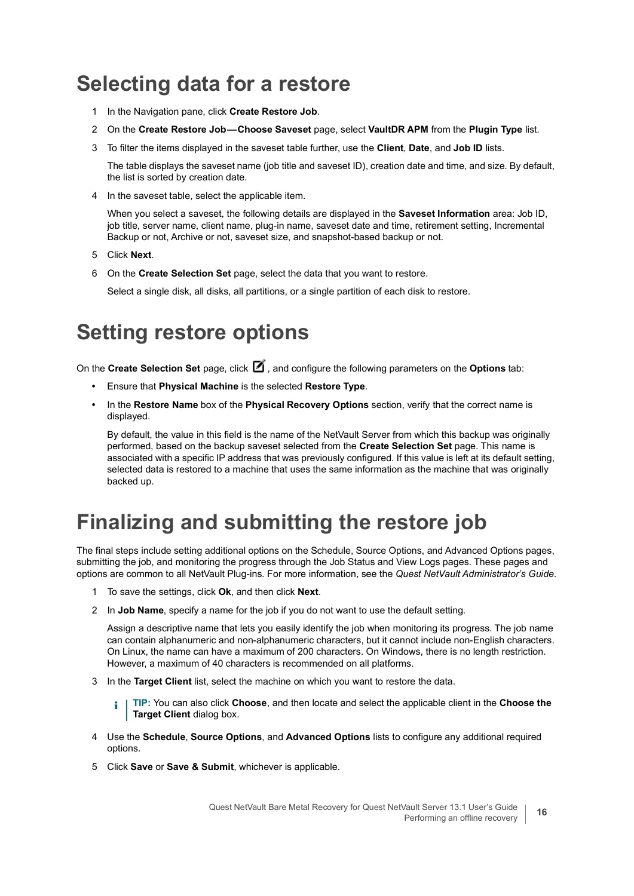# Selecting data for a restore

1. In the Navigation pane, click **Create Restore Job**.
2. On the **Create Restore Job—Choose Saveset** page, select **VaultDR APM** from the **Plugin Type** list.
3. To filter the items displayed in the saveset table further, use the **Client**, **Date**, and **Job ID** lists.

   The table displays the saveset name (job title and saveset ID), creation date and time, and size. By default, the list is sorted by creation date.
4. In the saveset table, select the applicable item.

   When you select a saveset, the following details are displayed in the **Saveset Information** area: Job ID, job title, server name, client name, plug-in name, saveset date and time, retirement setting, Incremental Backup or not, Archive or not, saveset size, and snapshot-based backup or not.
5. Click **Next**.
6. On the **Create Selection Set** page, select the data that you want to restore.

   Select a single disk, all disks, all partitions, or a single partition of each disk to restore.

# Setting restore options

On the **Create Selection Set** page, click , and configure the following parameters on the **Options** tab:

- Ensure that **Physical Machine** is the selected **Restore Type**.
- In the **Restore Name** box of the **Physical Recovery Options** section, verify that the correct name is displayed.

  By default, the value in this field is the name of the NetVault Server from which this backup was originally performed, based on the backup saveset selected from the **Create Selection Set** page. This name is associated with a specific IP address that was previously configured. If this value is left at its default setting, selected data is restored to a machine that uses the same information as the machine that was originally backed up.

# Finalizing and submitting the restore job

The final steps include setting additional options on the Schedule, Source Options, and Advanced Options pages, submitting the job, and monitoring the progress through the Job Status and View Logs pages. These pages and options are common to all NetVault Plug-ins. For more information, see the *Quest NetVault Administrator's Guide*.

1. To save the settings, click **Ok**, and then click **Next**.
2. In **Job Name**, specify a name for the job if you do not want to use the default setting.

   Assign a descriptive name that lets you easily identify the job when monitoring its progress. The job name can contain alphanumeric and non-alphanumeric characters, but it cannot include non-English characters. On Linux, the name can have a maximum of 200 characters. On Windows, there is no length restriction. However, a maximum of 40 characters is recommended on all platforms.
3. In the **Target Client** list, select the machine on which you want to restore the data.

   **TIP:** You can also click **Choose**, and then locate and select the applicable client in the **Choose the Target Client** dialog box.
4. Use the **Schedule**, **Source Options**, and **Advanced Options** lists to configure any additional required options.
5. Click **Save** or **Save & Submit**, whichever is applicable.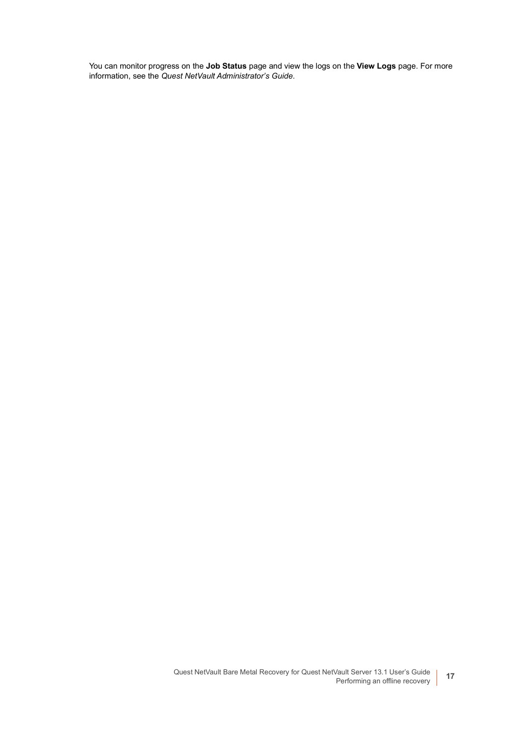You can monitor progress on the **Job Status** page and view the logs on the **View Logs** page. For more information, see the *Quest NetVault Administrator's Guide*.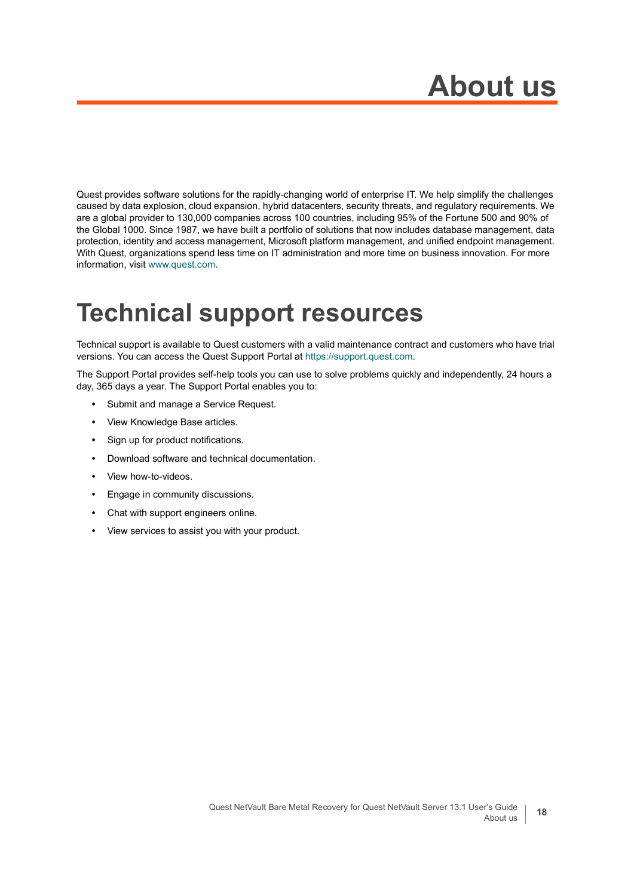# About us

Quest provides software solutions for the rapidly-changing world of enterprise IT. We help simplify the challenges caused by data explosion, cloud expansion, hybrid datacenters, security threats, and regulatory requirements. We are a global provider to 130,000 companies across 100 countries, including 95% of the Fortune 500 and 90% of the Global 1000. Since 1987, we have built a portfolio of solutions that now includes database management, data protection, identity and access management, Microsoft platform management, and unified endpoint management. With Quest, organizations spend less time on IT administration and more time on business innovation. For more information, visit www.quest.com.

## Technical support resources

Technical support is available to Quest customers with a valid maintenance contract and customers who have trial versions. You can access the Quest Support Portal at https://support.quest.com.

The Support Portal provides self-help tools you can use to solve problems quickly and independently, 24 hours a day, 365 days a year. The Support Portal enables you to:

- Submit and manage a Service Request.
- View Knowledge Base articles.
- Sign up for product notifications.
- Download software and technical documentation.
- View how-to-videos.
- Engage in community discussions.
- Chat with support engineers online.
- View services to assist you with your product.